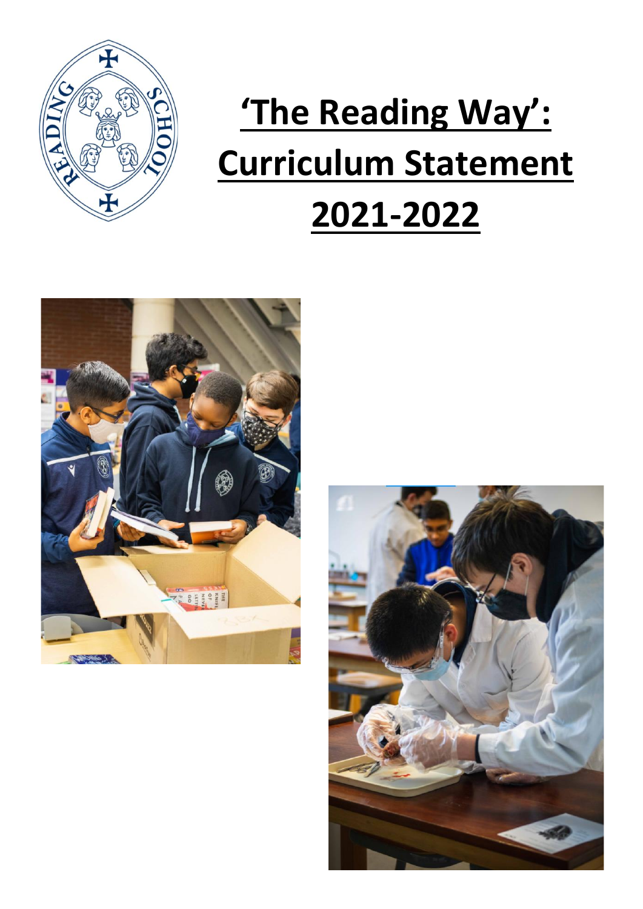# 'The Reading Way': Curriculum Statement 2021-2022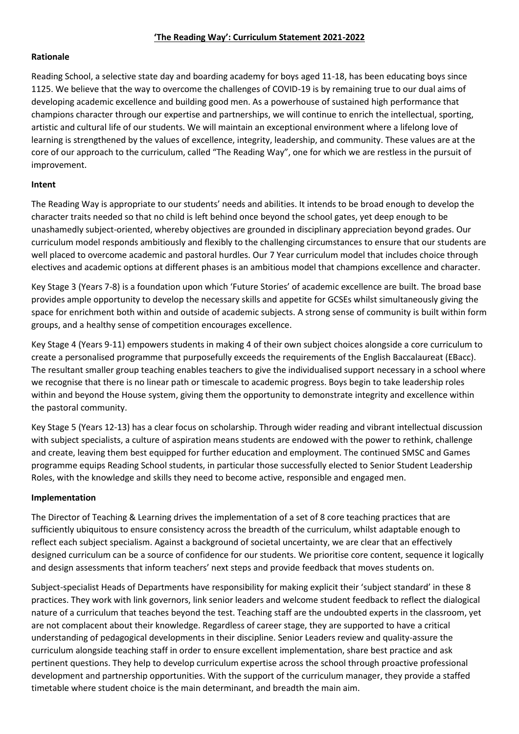# 'The Reading Way': Curriculum Statement 2021-2022

## Rationale

Reading School, a selective state day and boarding academy for boys aged 11-18, has been educating boys since 1125. We believe that the way to overcome the challenges of COVID-19 is by remaining true to our dual aims of developing academic excellence and building good men. As a powerhouse of sustained high performance that champions character through our expertise and partnerships, we will continue to enrich the intellectual, sporting, artistic and cultural life of our students. We will maintain an exceptional environment where a lifelong love of learning is strengthened by the values of excellence, integrity, leadership, and community. These values are at the core of our approach to the curriculum, called "The Reading Way", one for which we are restless in the pursuit of improvement.

## Intent

The Reading Way is appropriate to our students' needs and abilities. It intends to be broad enough to develop the character traits needed so that no child is left behind once beyond the school gates, yet deep enough to be unashamedly subject-oriented, whereby objectives are grounded in disciplinary appreciation beyond grades. Our curriculum model responds ambitiously and flexibly to the challenging circumstances to ensure that our students are well placed to overcome academic and pastoral hurdles. Our 7 Year curriculum model that includes choice through electives and academic options at different phases is an ambitious model that champions excellence and character.

Key Stage 3 (Years 7-8) is a foundation upon which 'Future Stories' of academic excellence are built. The broad base provides ample opportunity to develop the necessary skills and appetite for GCSEs whilst simultaneously giving the space for enrichment both within and outside of academic subjects. A strong sense of community is built within form groups, and a healthy sense of competition encourages excellence.

Key Stage 4 (Years 9-11) empowers students in making 4 of their own subject choices alongside a core curriculum to create a personalised programme that purposefully exceeds the requirements of the English Baccalaureat (EBacc). The resultant smaller group teaching enables teachers to give the individualised support necessary in a school where we recognise that there is no linear path or timescale to academic progress. Boys begin to take leadership roles within and beyond the House system, giving them the opportunity to demonstrate integrity and excellence within the pastoral community.

Key Stage 5 (Years 12-13) has a clear focus on scholarship. Through wider reading and vibrant intellectual discussion with subject specialists, a culture of aspiration means students are endowed with the power to rethink, challenge and create, leaving them best equipped for further education and employment. The continued SMSC and Games programme equips Reading School students, in particular those successfully elected to Senior Student Leadership Roles, with the knowledge and skills they need to become active, responsible and engaged men.

## Implementation

The Director of Teaching & Learning drives the implementation of a set of 8 core teaching practices that are sufficiently ubiquitous to ensure consistency across the breadth of the curriculum, whilst adaptable enough to reflect each subject specialism. Against a background of societal uncertainty, we are clear that an effectively designed curriculum can be a source of confidence for our students. We prioritise core content, sequence it logically and design assessments that inform teachers' next steps and provide feedback that moves students on.

Subject-specialist Heads of Departments have responsibility for making explicit their 'subject standard' in these 8 practices. They work with link governors, link senior leaders and welcome student feedback to reflect the dialogical nature of a curriculum that teaches beyond the test. Teaching staff are the undoubted experts in the classroom, yet are not complacent about their knowledge. Regardless of career stage, they are supported to have a critical understanding of pedagogical developments in their discipline. Senior Leaders review and quality-assure the curriculum alongside teaching staff in order to ensure excellent implementation, share best practice and ask pertinent questions. They help to develop curriculum expertise across the school through proactive professional development and partnership opportunities. With the support of the curriculum manager, they provide a staffed timetable where student choice is the main determinant, and breadth the main aim.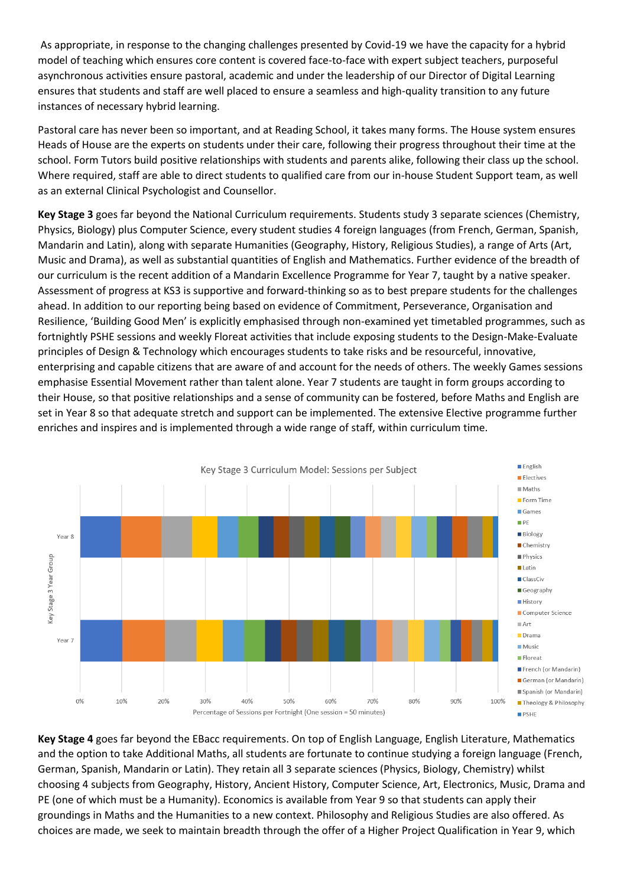As appropriate, in response to the changing challenges presented by Covid-19 we have the capacity for a hybrid model of teaching which ensures core content is covered face-to-face with expert subject teachers, purposeful asynchronous activities ensure pastoral, academic and under the leadership of our Director of Digital Learning ensures that students and staff are well placed to ensure a seamless and high-quality transition to any future instances of necessary hybrid learning.

Pastoral care has never been so important, and at Reading School, it takes many forms. The House system ensures Heads of House are the experts on students under their care, following their progress throughout their time at the school. Form Tutors build positive relationships with students and parents alike, following their class up the school. Where required, staff are able to direct students to qualified care from our in-house Student Support team, as well as an external Clinical Psychologist and Counsellor.

**Key Stage 3** goes far beyond the National Curriculum requirements. Students study 3 separate sciences (Chemistry, Physics, Biology) plus Computer Science, every student studies 4 foreign languages (from French, German, Spanish, Mandarin and Latin), along with separate Humanities (Geography, History, Religious Studies), a range of Arts (Art, Music and Drama), as well as substantial quantities of English and Mathematics. Further evidence of the breadth of our curriculum is the recent addition of a Mandarin Excellence Programme for Year 7, taught by a native speaker. Assessment of progress at KS3 is supportive and forward-thinking so as to best prepare students for the challenges ahead. In addition to our reporting being based on evidence of Commitment, Perseverance, Organisation and Resilience, 'Building Good Men' is explicitly emphasised through non-examined yet timetabled programmes, such as fortnightly PSHE sessions and weekly Floreat activities that include exposing students to the Design-Make-Evaluate principles of Design & Technology which encourages students to take risks and be resourceful, innovative, enterprising and capable citizens that are aware of and account for the needs of others. The weekly Games sessions emphasise Essential Movement rather than talent alone. Year 7 students are taught in form groups according to their House, so that positive relationships and a sense of community can be fostered, before Maths and English are set in Year 8 so that adequate stretch and support can be implemented. The extensive Elective programme further enriches and inspires and is implemented through a wide range of staff, within curriculum time.

Key Stage 3 Curriculum Model: Sessions per Subject

Key Stage 3 Year Group: Year 7, Year 8

Percentage of Sessions per Fortnight (One session = 50 minutes)

English, Electives, Maths, Form Time, Games, PE, Biology, Chemistry, Physics, Latin, ClassCiv, Geography, History, Computer Science, Art, Drama, Music, Floreat, French (or Mandarin), German (or Mandarin), Spanish (or Mandarin), Theology & Philosophy, PSHE

**Key Stage 4** goes far beyond the EBacc requirements. On top of English Language, English Literature, Mathematics and the option to take Additional Maths, all students are fortunate to continue studying a foreign language (French, German, Spanish, Mandarin or Latin). They retain all 3 separate sciences (Physics, Biology, Chemistry) whilst choosing 4 subjects from Geography, History, Ancient History, Computer Science, Art, Electronics, Music, Drama and PE (one of which must be a Humanity). Economics is available from Year 9 so that students can apply their groundings in Maths and the Humanities to a new context. Philosophy and Religious Studies are also offered. As choices are made, we seek to maintain breadth through the offer of a Higher Project Qualification in Year 9, which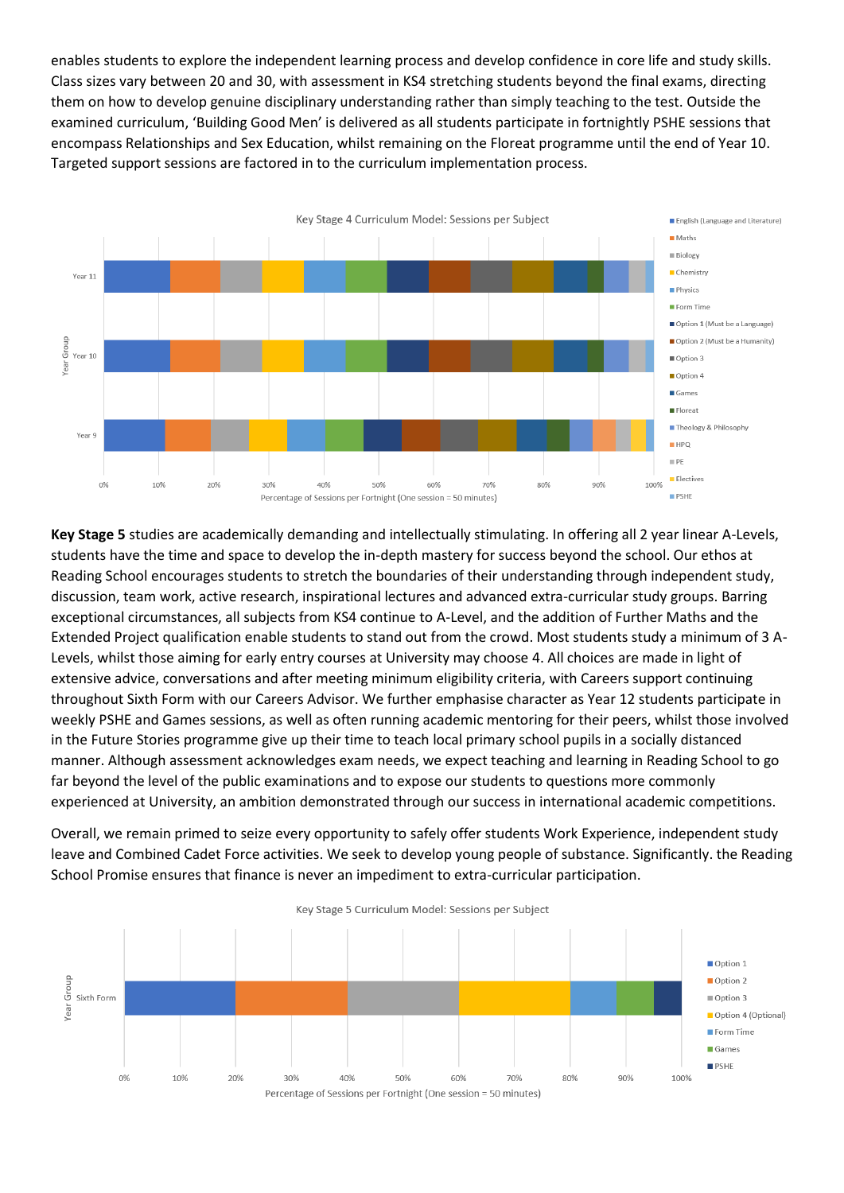enables students to explore the independent learning process and develop confidence in core life and study skills. Class sizes vary between 20 and 30, with assessment in KS4 stretching students beyond the final exams, directing them on how to develop genuine disciplinary understanding rather than simply teaching to the test. Outside the examined curriculum, 'Building Good Men' is delivered as all students participate in fortnightly PSHE sessions that encompass Relationships and Sex Education, whilst remaining on the Floreat programme until the end of Year 10. Targeted support sessions are factored in to the curriculum implementation process.

Key Stage 4 Curriculum Model: Sessions per Subject

Year Group: Year 11, Year 10, Year 9

Percentage of Sessions per Fortnight (One session = 50 minutes)

0%, 10%, 20%, 30%, 40%, 50%, 60%, 70%, 80%, 90%, 100%

- English (Language and Literature)
- Maths
- Biology
- Chemistry
- Physics
- Form Time
- Option 1 (Must be a Language)
- Option 2 (Must be a Humanity)
- Option 3
- Option 4
- Games
- Floreat
- Theology & Philosophy
- HPQ
- PE
- Electives
- PSHE

**Key Stage 5** studies are academically demanding and intellectually stimulating. In offering all 2 year linear A-Levels, students have the time and space to develop the in-depth mastery for success beyond the school. Our ethos at Reading School encourages students to stretch the boundaries of their understanding through independent study, discussion, team work, active research, inspirational lectures and advanced extra-curricular study groups. Barring exceptional circumstances, all subjects from KS4 continue to A-Level, and the addition of Further Maths and the Extended Project qualification enable students to stand out from the crowd. Most students study a minimum of 3 A-Levels, whilst those aiming for early entry courses at University may choose 4. All choices are made in light of extensive advice, conversations and after meeting minimum eligibility criteria, with Careers support continuing throughout Sixth Form with our Careers Advisor. We further emphasise character as Year 12 students participate in weekly PSHE and Games sessions, as well as often running academic mentoring for their peers, whilst those involved in the Future Stories programme give up their time to teach local primary school pupils in a socially distanced manner. Although assessment acknowledges exam needs, we expect teaching and learning in Reading School to go far beyond the level of the public examinations and to expose our students to questions more commonly experienced at University, an ambition demonstrated through our success in international academic competitions.

Overall, we remain primed to seize every opportunity to safely offer students Work Experience, independent study leave and Combined Cadet Force activities. We seek to develop young people of substance. Significantly. the Reading School Promise ensures that finance is never an impediment to extra-curricular participation.

Key Stage 5 Curriculum Model: Sessions per Subject

Year Group: Sixth Form

Percentage of Sessions per Fortnight (One session = 50 minutes)

0%, 10%, 20%, 30%, 40%, 50%, 60%, 70%, 80%, 90%, 100%

- Option 1
- Option 2
- Option 3
- Option 4 (Optional)
- Form Time
- Games
- PSHE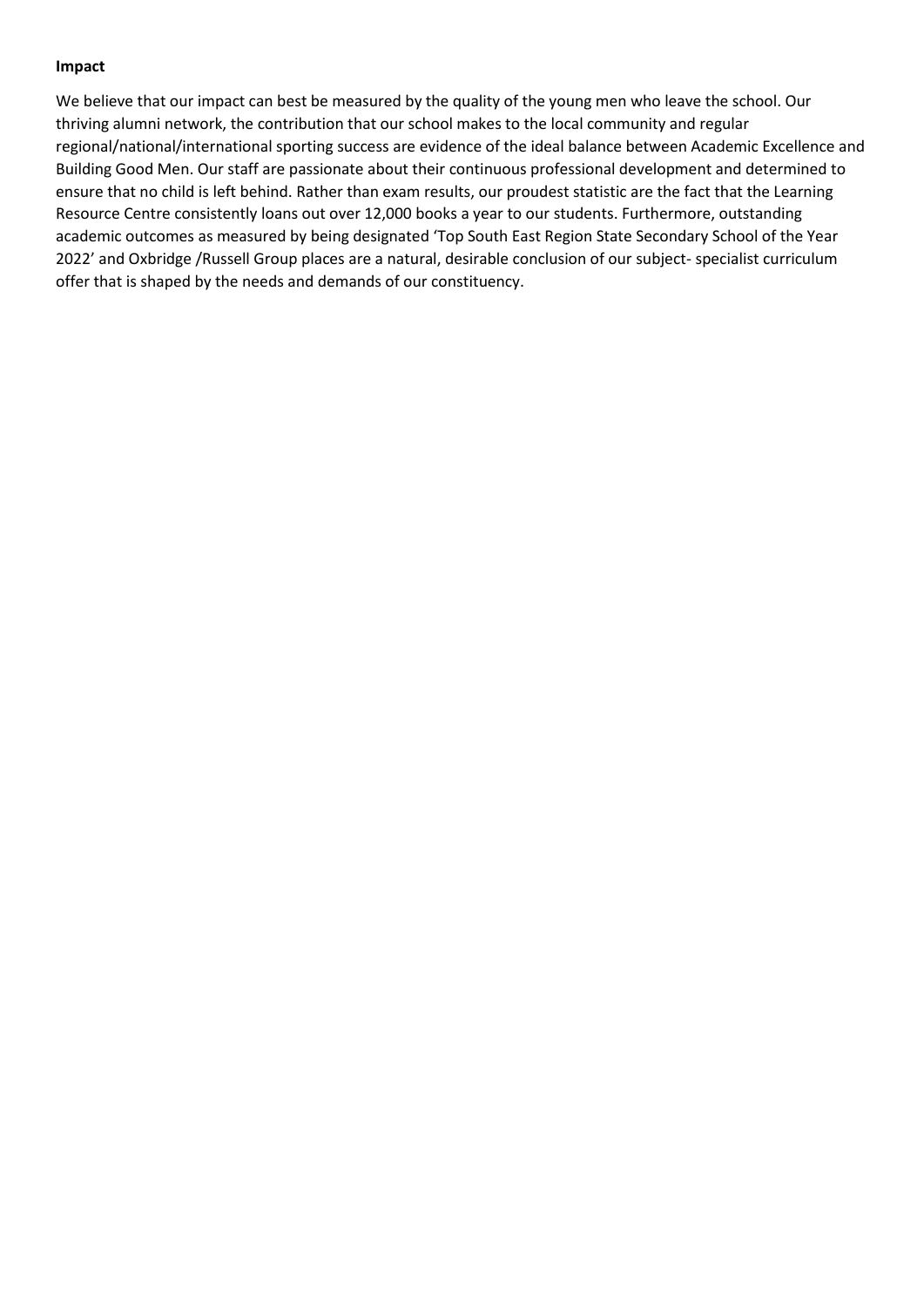**Impact**

We believe that our impact can best be measured by the quality of the young men who leave the school. Our thriving alumni network, the contribution that our school makes to the local community and regular regional/national/international sporting success are evidence of the ideal balance between Academic Excellence and Building Good Men. Our staff are passionate about their continuous professional development and determined to ensure that no child is left behind. Rather than exam results, our proudest statistic are the fact that the Learning Resource Centre consistently loans out over 12,000 books a year to our students. Furthermore, outstanding academic outcomes as measured by being designated 'Top South East Region State Secondary School of the Year 2022' and Oxbridge /Russell Group places are a natural, desirable conclusion of our subject- specialist curriculum offer that is shaped by the needs and demands of our constituency.